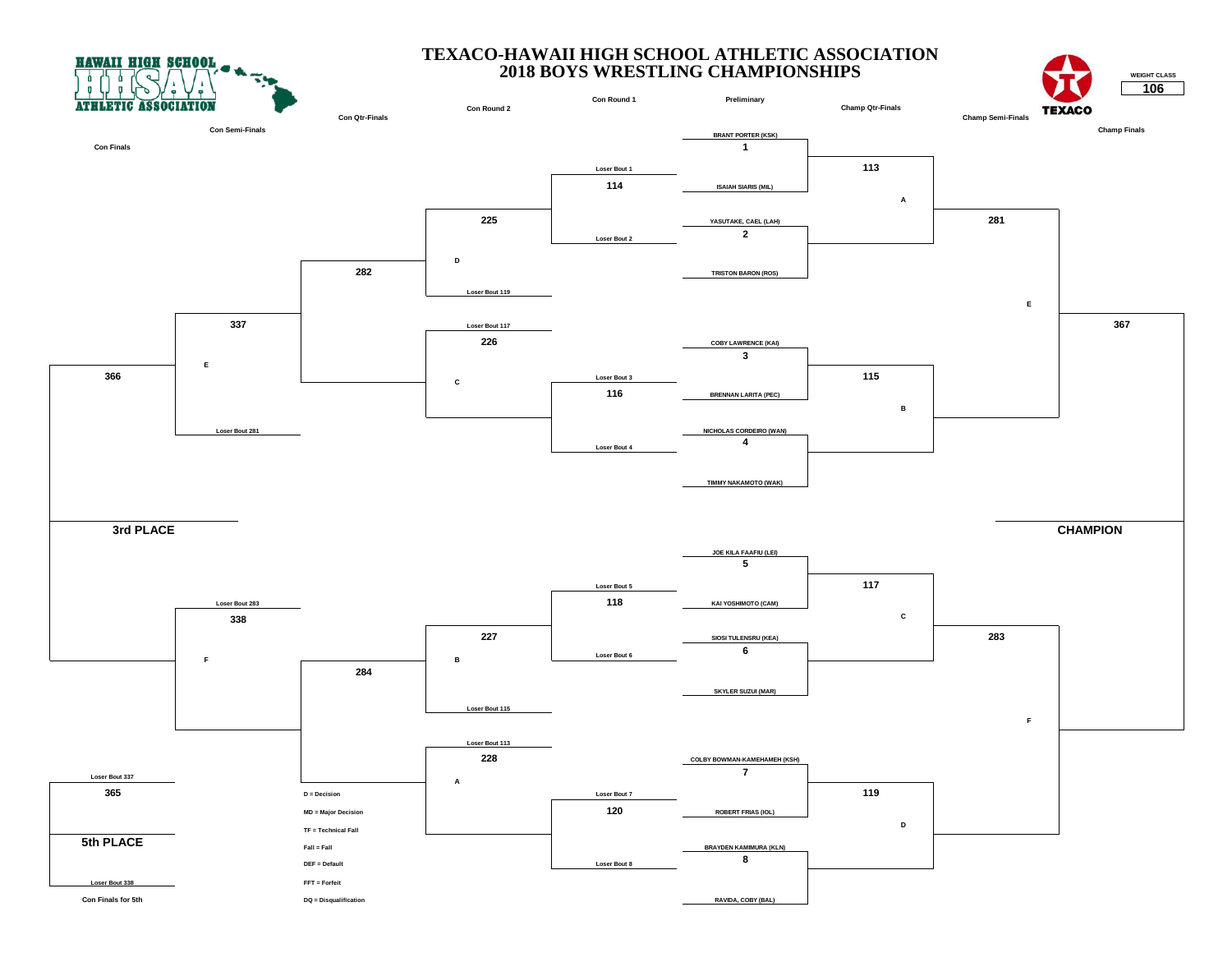# TEXACO-HAWAII HIGH SCHOOL ATHLETIC ASSOCIATION
## 2018 BOYS WRESTLING CHAMPIONSHIPS

WEIGHT CLASS **106**

### Preliminary

| Bout | Wrestler 1 | Wrestler 2 |
|---|---|---|
| 1 | BRANT PORTER (KSK) | ISAIAH SIARIS (MIL) |
| 2 | YASUTAKE, CAEL (LAH) | TRISTON BARON (ROS) |
| 3 | COBY LAWRENCE (KAI) | BRENNAN LARITA (PEC) |
| 4 | NICHOLAS CORDEIRO (WAN) | TIMMY NAKAMOTO (WAK) |
| 5 | JOE KILA FAAFIU (LEI) | KAI YOSHIMOTO (CAM) |
| 6 | SIOSI TULENSRU (KEA) | SKYLER SUZUI (MAR) |
| 7 | COLBY BOWMAN-KAMEHAMEH (KSH) | ROBERT FRIAS (IOL) |
| 8 | BRAYDEN KAMIMURA (KLN) | RAVIDA, COBY (BAL) |

### Champ Qtr-Finals

| Bout | From | Loser to |
|---|---|---|
| 113 | Winners Bouts 1 & 2 | A |
| 115 | Winners Bouts 3 & 4 | B |
| 117 | Winners Bouts 5 & 6 | C |
| 119 | Winners Bouts 7 & 8 | D |

### Champ Semi-Finals

| Bout | From | Loser to |
|---|---|---|
| 281 | Winners Bouts 113 & 115 | E |
| 283 | Winners Bouts 117 & 119 | F |

### Champ Finals

| Bout | From |
|---|---|
| 367 | Winners Bouts 281 & 283 |

**CHAMPION**

### Con Round 1

| Bout | Wrestler 1 | Wrestler 2 |
|---|---|---|
| 114 | Loser Bout 1 | Loser Bout 2 |
| 116 | Loser Bout 3 | Loser Bout 4 |
| 118 | Loser Bout 5 | Loser Bout 6 |
| 120 | Loser Bout 7 | Loser Bout 8 |

### Con Round 2

| Bout | Wrestler 1 | Wrestler 2 |
|---|---|---|
| 225 | Winner Bout 114 (D) | Loser Bout 119 |
| 226 | Loser Bout 117 | Winner Bout 116 (C) |
| 227 | Winner Bout 118 (B) | Loser Bout 115 |
| 228 | Loser Bout 113 | Winner Bout 120 (A) |

### Con Qtr-Finals

| Bout | From |
|---|---|
| 282 | Winners Bouts 225 & 226 |
| 284 | Winners Bouts 227 & 228 |

### Con Semi-Finals

| Bout | Wrestler 1 | Wrestler 2 |
|---|---|---|
| 337 | Winner Bout 282 (E) | Loser Bout 281 |
| 338 | Loser Bout 283 | Winner Bout 284 (F) |

### Con Finals

| Bout | From |
|---|---|
| 366 | Winners Bouts 337 & 338 |

**3rd PLACE**

### Con Finals for 5th

| Bout | Wrestler 1 | Wrestler 2 |
|---|---|---|
| 365 | Loser Bout 337 | Loser Bout 338 |

**5th PLACE**

D = Decision
MD = Major Decision
TF = Technical Fall
Fall = Fall
DEF = Default
FFT = Forfeit
DQ = Disqualification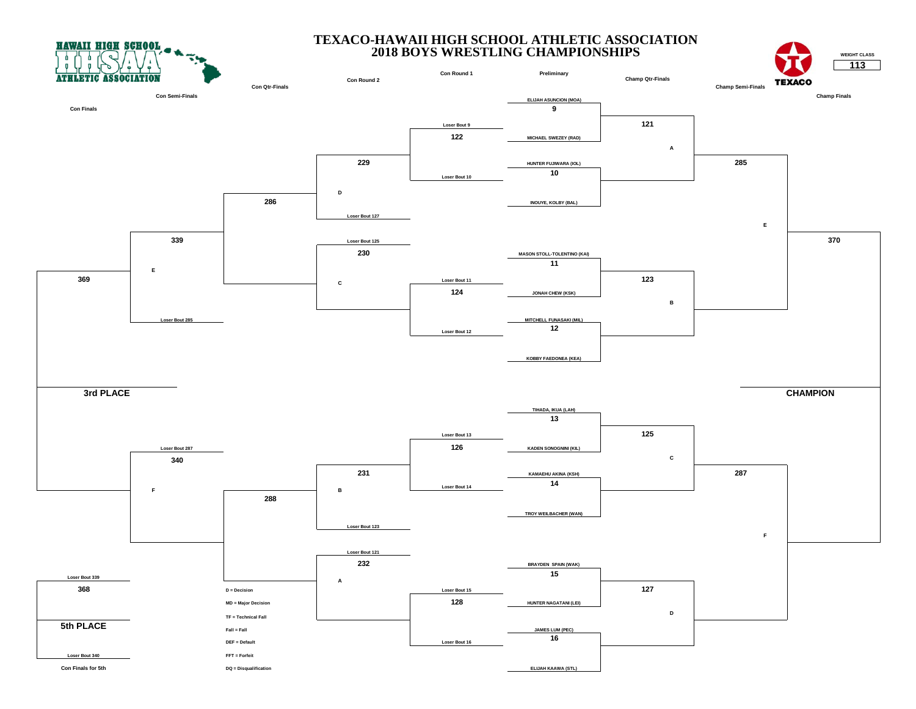# TEXACO-HAWAII HIGH SCHOOL ATHLETIC ASSOCIATION
# 2018 BOYS WRESTLING CHAMPIONSHIPS

HAWAII HIGH SCHOOL ATHLETIC ASSOCIATION

TEXACO

**WEIGHT CLASS: 113**

## Preliminary

| Bout | Wrestler 1 | Wrestler 2 |
|---|---|---|
| 9 | ELIJAH ASUNCION (MOA) | MICHAEL SWEZEY (RAD) |
| 10 | HUNTER FUJIWARA (IOL) | INOUYE, KOLBY (BAL) |
| 11 | MASON STOLL-TOLENTINO (KAI) | JONAH CHEW (KSK) |
| 12 | MITCHELL FUNASAKI (MIL) | KOBBY FAEDONEA (KEA) |
| 13 | TIHADA, IKUA (LAH) | KADEN SONOGNINI (KIL) |
| 14 | KAMAEHU AKINA (KSH) | TROY WEILBACHER (WAN) |
| 15 | BRAYDEN SPAIN (WAK) | HUNTER NAGATANI (LEI) |
| 16 | JAMES LUM (PEC) | ELIJAH KAAWA (STL) |

## Champ Qtr-Finals

- 121 (A): Winner Bout 9 vs Winner Bout 10
- 123 (B): Winner Bout 11 vs Winner Bout 12
- 125 (C): Winner Bout 13 vs Winner Bout 14
- 127 (D): Winner Bout 15 vs Winner Bout 16

## Champ Semi-Finals

- 285 (E): Winner 121 vs Winner 123
- 287 (F): Winner 125 vs Winner 127

## Champ Finals

- 370: Winner 285 vs Winner 287 — **CHAMPION**

## Con Round 1

- 122: Loser Bout 9 vs Loser Bout 10
- 124: Loser Bout 11 vs Loser Bout 12
- 126: Loser Bout 13 vs Loser Bout 14
- 128: Loser Bout 15 vs Loser Bout 16

## Con Round 2

- 229 (D): Winner 122 vs Loser Bout 127
- 230 (C): Loser Bout 125 vs Winner 124
- 231 (B): Winner 126 vs Loser Bout 123
- 232 (A): Loser Bout 121 vs Winner 128

## Con Qtr-Finals

- 286: Winner 229 vs Winner 230
- 288: Winner 231 vs Winner 232

## Con Semi-Finals

- 339 (E): Winner 286 vs Loser Bout 285
- 340 (F): Loser Bout 287 vs Winner 288

## Con Finals

- 369: Winner 339 vs Winner 340 — **3rd PLACE**

## Con Finals for 5th

- 368: Loser Bout 339 vs Loser Bout 340 — **5th PLACE**

D = Decision
MD = Major Decision
TF = Technical Fall
Fall = Fall
DEF = Default
FFT = Forfeit
DQ = Disqualification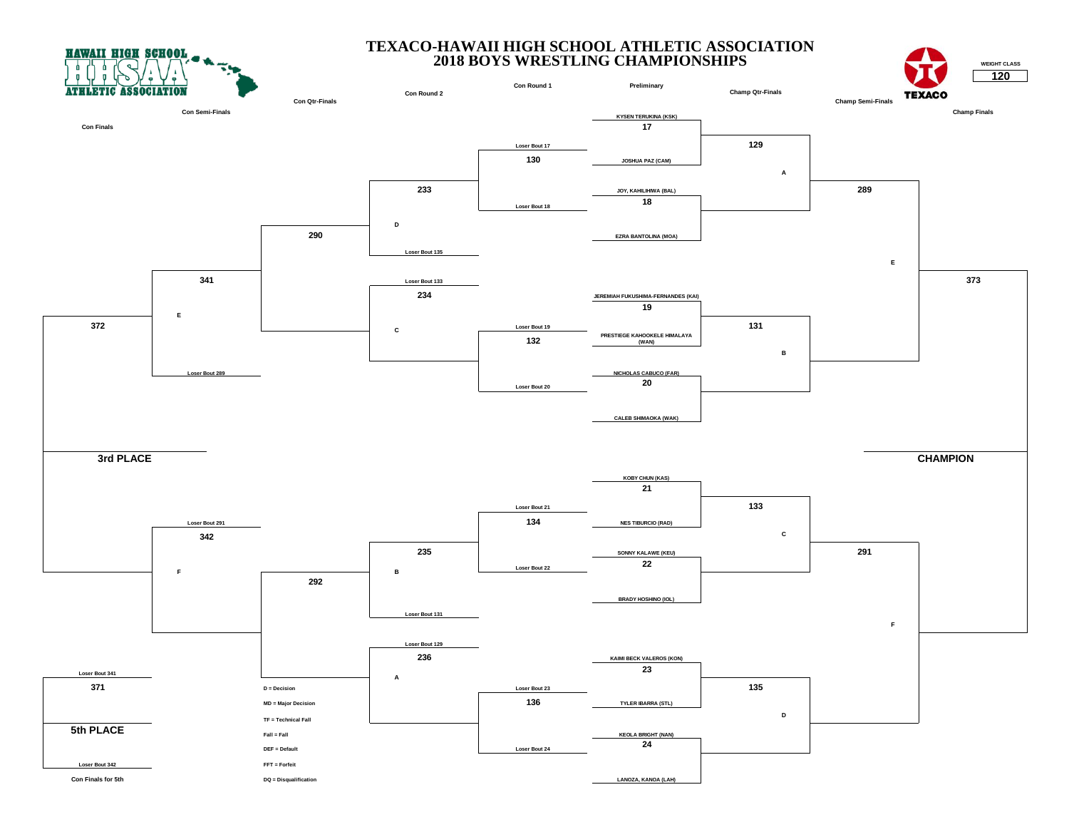# TEXACO-HAWAII HIGH SCHOOL ATHLETIC ASSOCIATION
## 2018 BOYS WRESTLING CHAMPIONSHIPS

HAWAII HIGH SCHOOL ATHLETIC ASSOCIATION

TEXACO

**WEIGHT CLASS: 120**

### Preliminary

| Bout | Wrestler 1 | Wrestler 2 |
|---|---|---|
| 17 | KYSEN TERUKINA (KSK) | JOSHUA PAZ (CAM) |
| 18 | JOY, KAHILIHIWA (BAL) | EZRA BANTOLINA (MOA) |
| 19 | JEREMIAH FUKUSHIMA-FERNANDES (KAI) | PRESTIEGE KAHOOKELE HIMALAYA (WAN) |
| 20 | NICHOLAS CABUCO (FAR) | CALEB SHIMAOKA (WAK) |
| 21 | KOBY CHUN (KAS) | NES TIBURCIO (RAD) |
| 22 | SONNY KALAWE (KEU) | BRADY HOSHINO (IOL) |
| 23 | KAIMI BECK VALEROS (KON) | TYLER IBARRA (STL) |
| 24 | KEOLA BRIGHT (NAN) | LANOZA, KANOA (LAH) |

### Champ Qtr-Finals

- 129 (A)
- 131 (B)
- 133 (C)
- 135 (D)

### Champ Semi-Finals

- 289 (E)
- 291 (F)

### Champ Finals

- 373

**CHAMPION**

### Con Round 1

- 130: Loser Bout 17 vs Loser Bout 18
- 132: Loser Bout 19 vs Loser Bout 20
- 134: Loser Bout 21 vs Loser Bout 22
- 136: Loser Bout 23 vs Loser Bout 24

### Con Round 2

- 233: Winner 130 vs D / Loser Bout 135
- 234: Loser Bout 133 vs C
- 235: Winner 134 vs B / Loser Bout 131
- 236: Loser Bout 129 vs A

### Con Qtr-Finals

- 290
- 292

### Con Semi-Finals

- 341: Winner 290 vs E / Loser Bout 289
- 342: Loser Bout 291 vs F

### Con Finals

- 372

**3rd PLACE**

### Con Finals for 5th

- 371: Loser Bout 341 vs Loser Bout 342

**5th PLACE**

D = Decision
MD = Major Decision
TF = Technical Fall
Fall = Fall
DEF = Default
FFT = Forfeit
DQ = Disqualification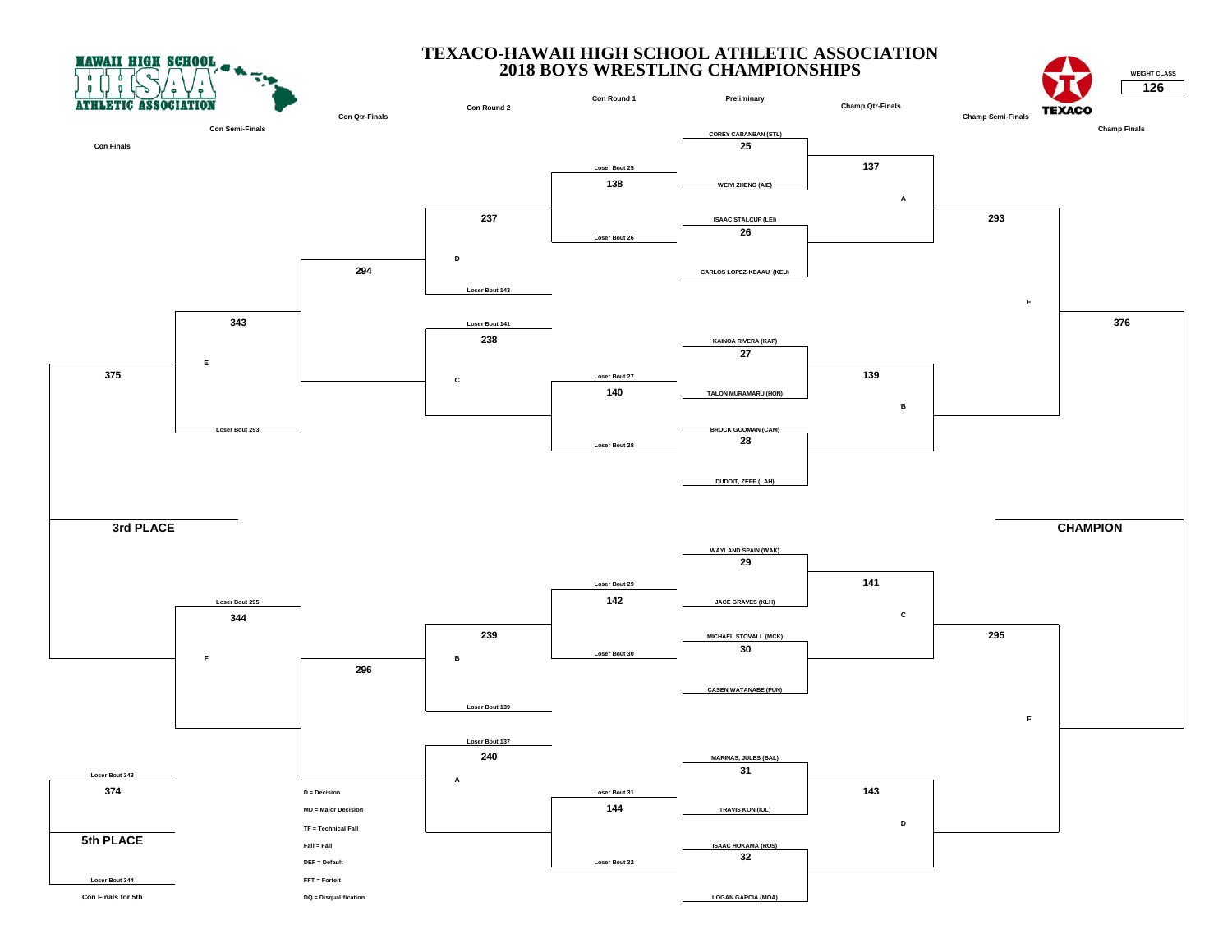# TEXACO-HAWAII HIGH SCHOOL ATHLETIC ASSOCIATION
# 2018 BOYS WRESTLING CHAMPIONSHIPS

HAWAII HIGH SCHOOL ATHLETIC ASSOCIATION

TEXACO

WEIGHT CLASS: **126**

## Championship Bracket

| Preliminary | Champ Qtr-Finals | Champ Semi-Finals | Champ Finals |
|---|---|---|---|
| Bout 25: COREY CABANBAN (STL) vs. WEIYI ZHENG (AIE) | Bout 137 (A) | Bout 293 (E) | Bout 376 — CHAMPION |
| Bout 26: ISAAC STALCUP (LEI) vs. CARLOS LOPEZ-KEAAU (KEU) | | | |
| Bout 27: KAINOA RIVERA (KAP) vs. TALON MURAMARU (HON) | Bout 139 (B) | | |
| Bout 28: BROCK GOOMAN (CAM) vs. DUDOIT, ZEFF (LAH) | | | |
| Bout 29: WAYLAND SPAIN (WAK) vs. JACE GRAVES (KLH) | Bout 141 (C) | Bout 295 (F) | |
| Bout 30: MICHAEL STOVALL (MCK) vs. CASEN WATANABE (PUN) | | | |
| Bout 31: MARINAS, JULES (BAL) vs. TRAVIS KON (IOL) | Bout 143 (D) | | |
| Bout 32: ISAAC HOKAMA (ROS) vs. LOGAN GARCIA (MOA) | | | |

## Consolation Bracket

| Con Round 1 | Con Round 2 | Con Qtr-Finals | Con Semi-Finals | Con Finals |
|---|---|---|---|---|
| Bout 138: Loser Bout 25 vs. Loser Bout 26 | Bout 237: Winner 138 vs. Loser Bout 143 (D) | Bout 294 | Bout 343 vs. Loser Bout 293 (E) | Bout 375 — 3rd PLACE |
| Bout 140: Loser Bout 27 vs. Loser Bout 28 | Bout 238: Loser Bout 141 vs. Winner 140 (C) | | | |
| Bout 142: Loser Bout 29 vs. Loser Bout 30 | Bout 239: Winner 142 vs. Loser Bout 139 (B) | Bout 296 | Bout 344: Loser Bout 295 vs. Winner 296 (F) | |
| Bout 144: Loser Bout 31 vs. Loser Bout 32 | Bout 240: Loser Bout 137 vs. Winner 144 (A) | | | |

## Con Finals for 5th

Bout 374: Loser Bout 343 vs. Loser Bout 344 — **5th PLACE**

## Legend

- D = Decision
- MD = Major Decision
- TF = Technical Fall
- Fall = Fall
- DEF = Default
- FFT = Forfeit
- DQ = Disqualification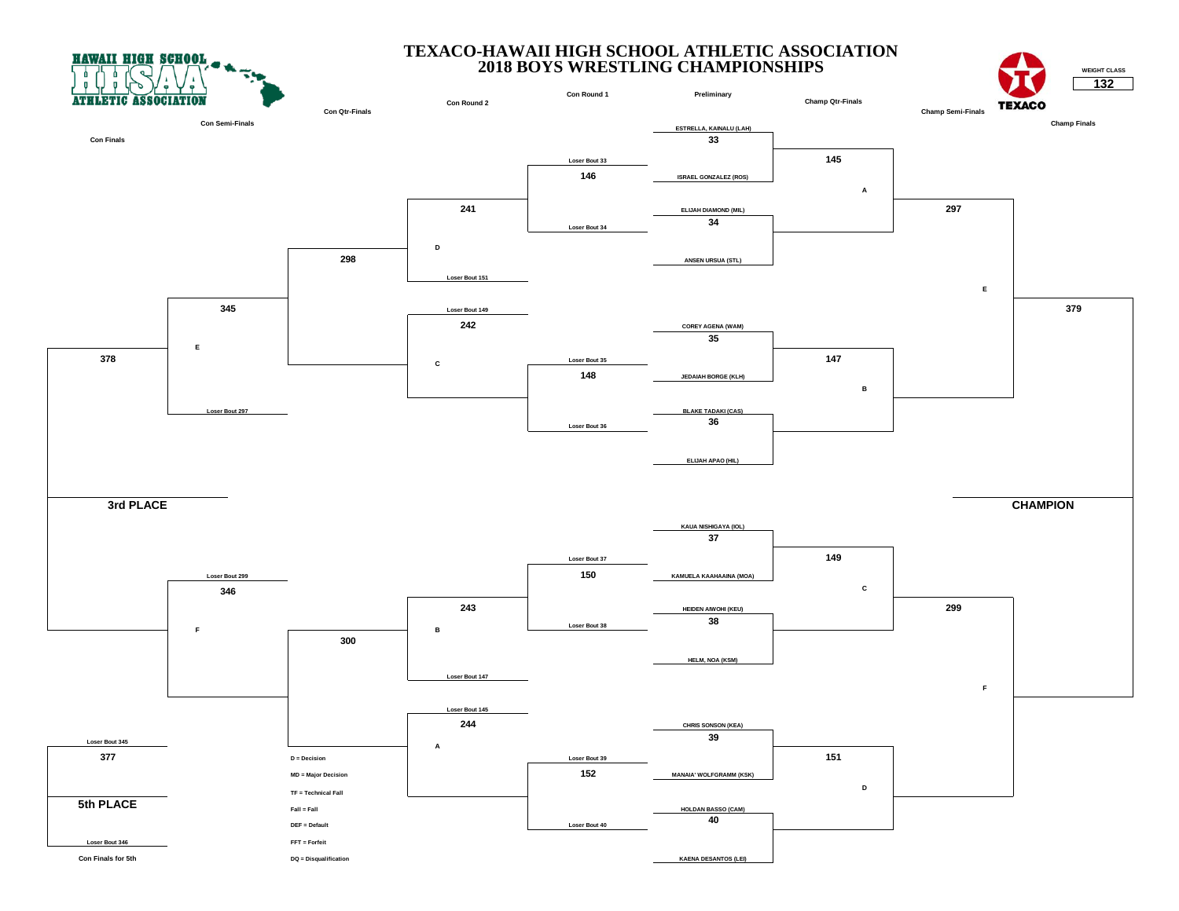# TEXACO-HAWAII HIGH SCHOOL ATHLETIC ASSOCIATION
# 2018 BOYS WRESTLING CHAMPIONSHIPS

HAWAII HIGH SCHOOL ATHLETIC ASSOCIATION

TEXACO

**WEIGHT CLASS: 132**

## Championship Bracket

| Preliminary | Champ Qtr-Finals | Champ Semi-Finals | Champ Finals |
|---|---|---|---|
| 33: ESTRELLA, KAINALU (LAH) vs ISRAEL GONZALEZ (ROS) | 145 (A) | 297 (E) | 379 — CHAMPION |
| 34: ELIJAH DIAMOND (MIL) vs ANSEN URSUA (STL) | | | |
| 35: COREY AGENA (WAM) vs JEDAIAH BORGE (KLH) | 147 (B) | | |
| 36: BLAKE TADAKI (CAS) vs ELIJAH APAO (HIL) | | | |
| 37: KAUA NISHIGAYA (IOL) vs KAMUELA KAAHAAINA (MOA) | 149 (C) | 299 (F) | |
| 38: HEIDEN AIWOHI (KEU) vs HELM, NOA (KSM) | | | |
| 39: CHRIS SONSON (KEA) vs MANAIA' WOLFGRAMM (KSK) | 151 (D) | | |
| 40: HOLDAN BASSO (CAM) vs KAENA DESANTOS (LEI) | | | |

## Consolation Bracket

| Con Round 1 | Con Round 2 | Con Qtr-Finals | Con Semi-Finals | Con Finals |
|---|---|---|---|---|
| 146: Loser Bout 33 vs Loser Bout 34 | 241: vs Loser Bout 151 (D) | 298 | 345: vs Loser Bout 297 (E) | 378 — 3rd PLACE |
| 148: Loser Bout 35 vs Loser Bout 36 | 242: Loser Bout 149 (C) | | | |
| 150: Loser Bout 37 vs Loser Bout 38 | 243: vs Loser Bout 147 (B) | 300 | 346: Loser Bout 299 (F) | |
| 152: Loser Bout 39 vs Loser Bout 40 | 244: Loser Bout 145 (A) | | | |

**Con Finals for 5th**

377: Loser Bout 345 vs Loser Bout 346 — 5th PLACE

D = Decision
MD = Major Decision
TF = Technical Fall
Fall = Fall
DEF = Default
FFT = Forfeit
DQ = Disqualification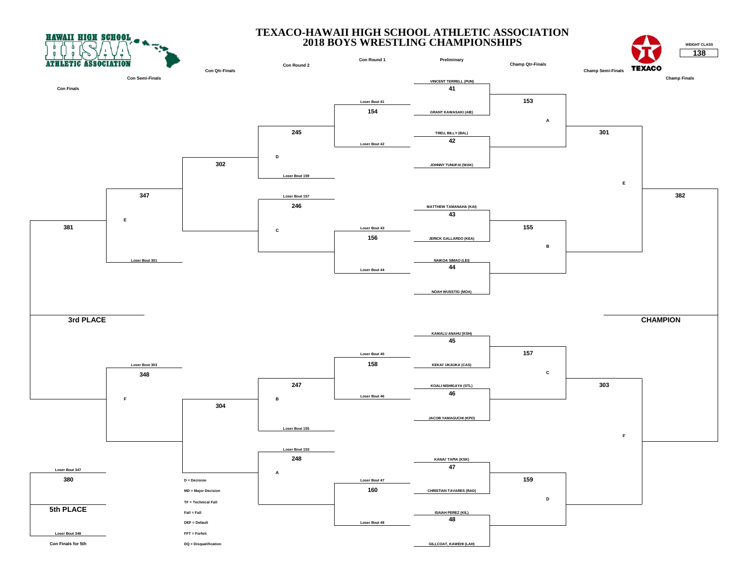# TEXACO-HAWAII HIGH SCHOOL ATHLETIC ASSOCIATION
# 2018 BOYS WRESTLING CHAMPIONSHIPS

HAWAII HIGH SCHOOL ATHLETIC ASSOCIATION

**WEIGHT CLASS: 138**

## Preliminary

| Bout | Wrestler 1 | Wrestler 2 |
|---|---|---|
| 41 | VINCENT TERRELL (PUN) | GRANT KAWASAKI (AIE) |
| 42 | TREU, BILLY (BAL) | JOHNNY TUNUFAI (WAK) |
| 43 | MATTHEW TAMANAHA (KAI) | JERICK GALLARDO (KEA) |
| 44 | NAIKOA SIMAO (LEI) | NOAH WUSSTIG (MOA) |
| 45 | KAMALU ANAHU (KSH) | KEKAI' UKAUKA (CAS) |
| 46 | KOALI NISHIGAYA (STL) | JACOB YAMAGUCHI (KPO) |
| 47 | KANAI' TAPIA (KSK) | CHRISTIAN TAVARES (RAD) |
| 48 | ISAIAH PEREZ (KIL) | GILLCOAT, KAWEHI (LAH) |

## Champ Qtr-Finals

| Bout | From | Loser to |
|---|---|---|
| 153 | Winner 41 vs Winner 42 | A |
| 155 | Winner 43 vs Winner 44 | B |
| 157 | Winner 45 vs Winner 46 | C |
| 159 | Winner 47 vs Winner 48 | D |

## Champ Semi-Finals

| Bout | From | Loser to |
|---|---|---|
| 301 | Winner 153 vs Winner 155 | E |
| 303 | Winner 157 vs Winner 159 | F |

## Champ Finals

| Bout | From |
|---|---|
| 382 | Winner 301 vs Winner 303 |

**CHAMPION**

## Con Round 1

| Bout | From |
|---|---|
| 154 | Loser Bout 41 vs Loser Bout 42 |
| 156 | Loser Bout 43 vs Loser Bout 44 |
| 158 | Loser Bout 45 vs Loser Bout 46 |
| 160 | Loser Bout 47 vs Loser Bout 48 |

## Con Round 2

| Bout | From |
|---|---|
| 245 | Winner 154 vs Loser Bout 159 (D) |
| 246 | Loser Bout 157 (C) vs Winner 156 |
| 247 | Winner 158 vs Loser Bout 155 (B) |
| 248 | Loser Bout 153 (A) vs Winner 160 |

## Con Qtr-Finals

| Bout | From |
|---|---|
| 302 | Winner 245 vs Winner 246 |
| 304 | Winner 247 vs Winner 248 |

## Con Semi-Finals

| Bout | From |
|---|---|
| 347 | Winner 302 vs Loser Bout 301 (E) |
| 348 | Loser Bout 303 (F) vs Winner 304 |

## Con Finals

| Bout | From |
|---|---|
| 381 | Winner 347 vs Winner 348 |

**3rd PLACE**

## Con Finals for 5th

| Bout | From |
|---|---|
| 380 | Loser Bout 347 vs Loser Bout 348 |

**5th PLACE**

D = Decision
MD = Major Decision
TF = Technical Fall
Fall = Fall
DEF = Default
FFT = Forfeit
DQ = Disqualification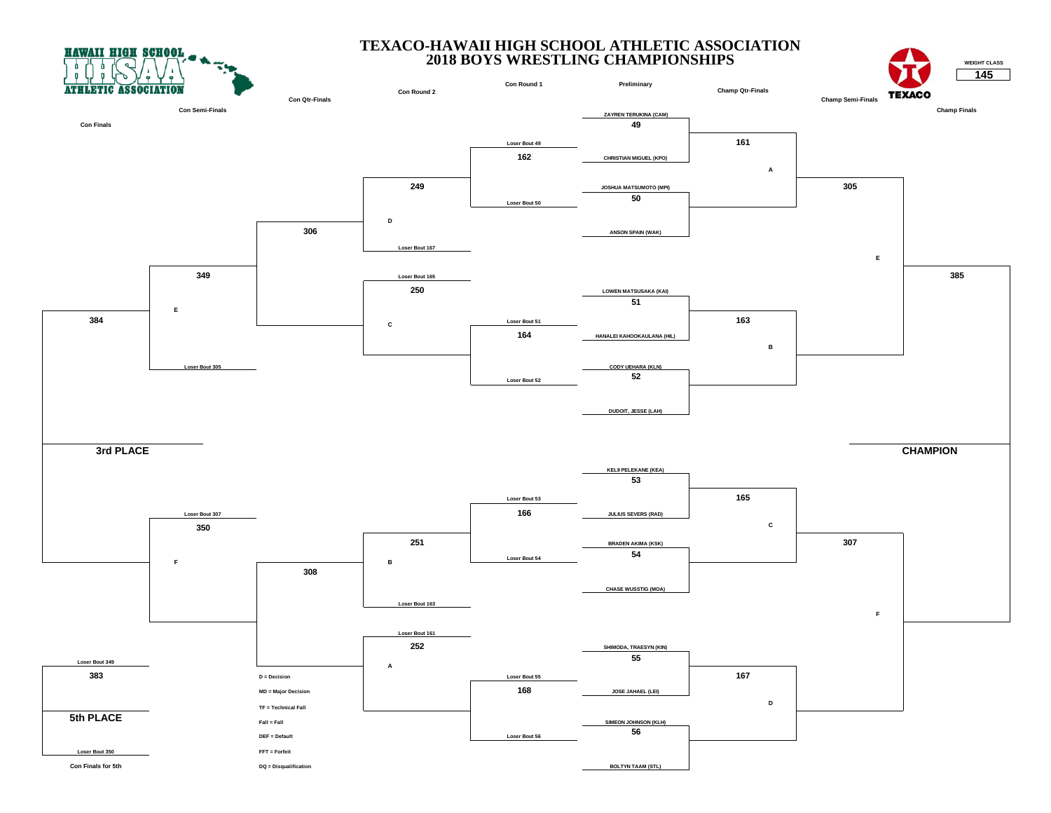# TEXACO-HAWAII HIGH SCHOOL ATHLETIC ASSOCIATION
# 2018 BOYS WRESTLING CHAMPIONSHIPS

HAWAII HIGH SCHOOL ATHLETIC ASSOCIATION

TEXACO

**WEIGHT CLASS**
**145**

## Preliminary

| Bout | Wrestler 1 | Wrestler 2 |
|---|---|---|
| 49 | ZAYREN TERUKINA (CAM) | CHRISTIAN MIGUEL (KPO) |
| 50 | JOSHUA MATSUMOTO (MPI) | ANSON SPAIN (WAK) |
| 51 | LOWEN MATSUSAKA (KAI) | HANALEI KAHOOKAULANA (HIL) |
| 52 | CODY UEHARA (KLN) | DUDOIT, JESSE (LAH) |
| 53 | KELII PELEKANE (KEA) | JULIUS SEVERS (RAD) |
| 54 | BRADEN AKIMA (KSK) | CHASE WUSSTIG (MOA) |
| 55 | SHIMODA, TRAESYN (KIN) | JOSE JAHAEL (LEI) |
| 56 | SIMEON JOHNSON (KLH) | BOLTYN TAAM (STL) |

## Champ Qtr-Finals

- 161 (A): Winner 49 vs Winner 50
- 163 (B): Winner 51 vs Winner 52
- 165 (C): Winner 53 vs Winner 54
- 167 (D): Winner 55 vs Winner 56

## Champ Semi-Finals

- 305 (E): Winner 161 vs Winner 163
- 307 (F): Winner 165 vs Winner 167

## Champ Finals

- 385: Winner 305 vs Winner 307 — **CHAMPION**

## Con Round 1

- 162: Loser Bout 49 vs Loser Bout 50
- 164: Loser Bout 51 vs Loser Bout 52
- 166: Loser Bout 53 vs Loser Bout 54
- 168: Loser Bout 55 vs Loser Bout 56

## Con Round 2

- 249 (D): Winner 162 vs Loser Bout 167
- 250 (C): Loser Bout 165 vs Winner 164
- 251 (B): Winner 166 vs Loser Bout 163
- 252 (A): Loser Bout 161 vs Winner 168

## Con Qtr-Finals

- 306: Winner 249 vs Winner 250
- 308: Winner 251 vs Winner 252

## Con Semi-Finals

- 349 (E): Winner 306 vs Loser Bout 305
- 350 (F): Loser Bout 307 vs Winner 308

## Con Finals

- 384: Winner 349 vs Winner 350 — **3rd PLACE**

## Con Finals for 5th

- 383: Loser Bout 349 vs Loser Bout 350 — **5th PLACE**

D = Decision
MD = Major Decision
TF = Technical Fall
Fall = Fall
DEF = Default
FFT = Forfeit
DQ = Disqualification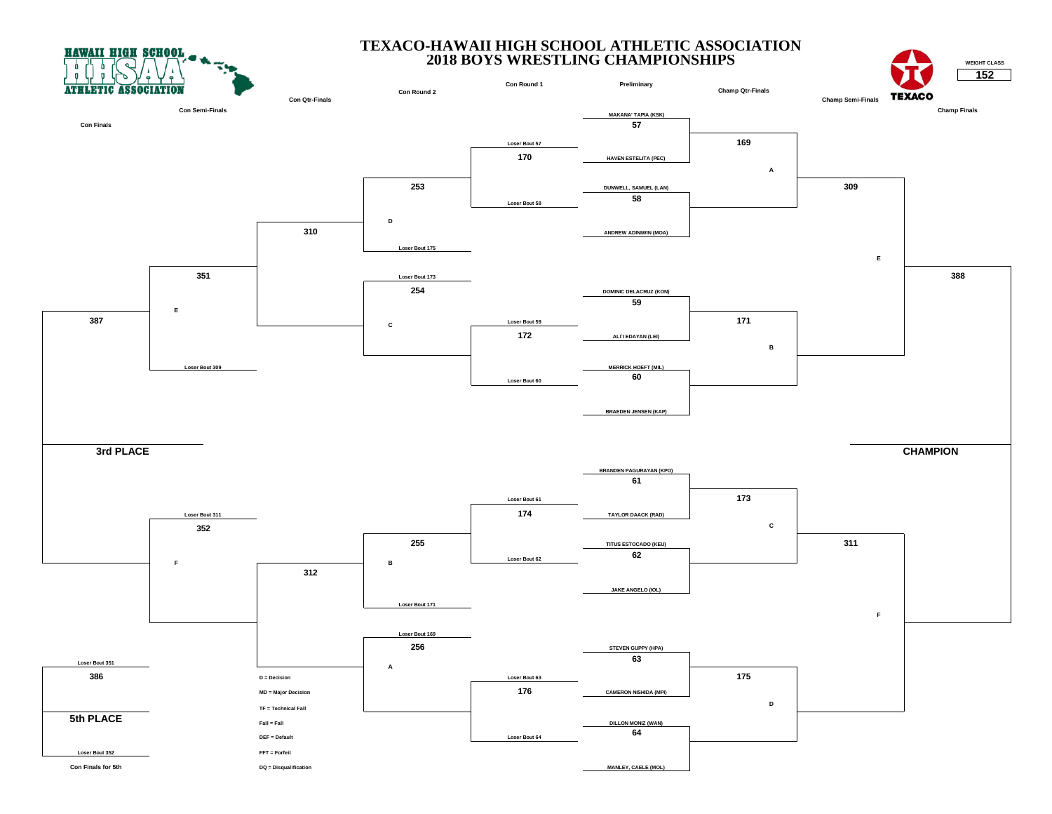# TEXACO-HAWAII HIGH SCHOOL ATHLETIC ASSOCIATION
# 2018 BOYS WRESTLING CHAMPIONSHIPS

HAWAII HIGH SCHOOL ATHLETIC ASSOCIATION

TEXACO

**WEIGHT CLASS**
**152**

## Preliminary

| Bout | Wrestler 1 | Wrestler 2 |
|---|---|---|
| 57 | MAKANA' TAPIA (KSK) | HAVEN ESTELITA (PEC) |
| 58 | DUNWELL, SAMUEL (LAN) | ANDREW ADINIWIN (MOA) |
| 59 | DOMINIC DELACRUZ (KON) | ALI'I EDAYAN (LEI) |
| 60 | MERRICK HOEFT (MIL) | BRAEDEN JENSEN (KAP) |
| 61 | BRANDEN PAGURAYAN (KPO) | TAYLOR DAACK (RAD) |
| 62 | TITUS ESTOCADO (KEU) | JAKE ANGELO (IOL) |
| 63 | STEVEN GUPPY (HPA) | CAMERON NISHIDA (MPI) |
| 64 | DILLON MONIZ (WAN) | MANLEY, CAELE (MOL) |

## Champ Qtr-Finals

| Bout | Source | Loser to |
|---|---|---|
| 169 | Winner 57 vs Winner 58 | A |
| 171 | Winner 59 vs Winner 60 | B |
| 173 | Winner 61 vs Winner 62 | C |
| 175 | Winner 63 vs Winner 64 | D |

## Champ Semi-Finals

| Bout | Source | Loser to |
|---|---|---|
| 309 | Winner 169 vs Winner 171 | E |
| 311 | Winner 173 vs Winner 175 | F |

## Champ Finals

| Bout | Source |
|---|---|
| 388 | Winner 309 vs Winner 311 → CHAMPION |

## Con Round 1

| Bout | Source |
|---|---|
| 170 | Loser Bout 57 vs Loser Bout 58 |
| 172 | Loser Bout 59 vs Loser Bout 60 |
| 174 | Loser Bout 61 vs Loser Bout 62 |
| 176 | Loser Bout 63 vs Loser Bout 64 |

## Con Round 2

| Bout | Source |
|---|---|
| 253 | Winner 170 vs Loser Bout 175 (D) |
| 254 | Loser Bout 173 vs Winner 172 (C) |
| 255 | Winner 174 vs Loser Bout 171 (B) |
| 256 | Loser Bout 169 vs Winner 176 (A) |

## Con Qtr-Finals

| Bout | Source |
|---|---|
| 310 | Winner 253 vs Winner 254 |
| 312 | Winner 255 vs Winner 256 |

## Con Semi-Finals

| Bout | Source |
|---|---|
| 351 | Winner 310 vs Loser Bout 309 (E) |
| 352 | Loser Bout 311 vs Winner 312 (F) |

## Con Finals

| Bout | Source |
|---|---|
| 387 | Winner 351 vs Winner 352 → 3rd PLACE |

## Con Finals for 5th

| Bout | Source |
|---|---|
| 386 | Loser Bout 351 vs Loser Bout 352 → 5th PLACE |

D = Decision
MD = Major Decision
TF = Technical Fall
Fall = Fall
DEF = Default
FFT = Forfeit
DQ = Disqualification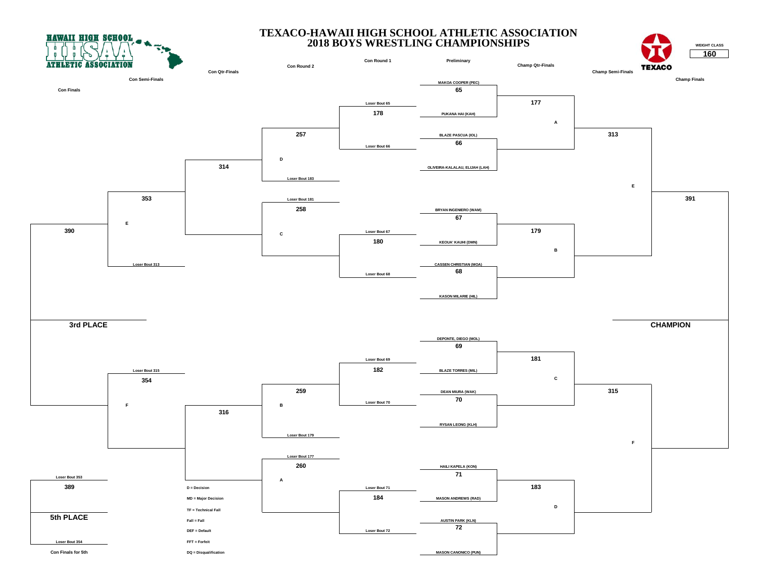# TEXACO-HAWAII HIGH SCHOOL ATHLETIC ASSOCIATION
# 2018 BOYS WRESTLING CHAMPIONSHIPS

HAWAII HIGH SCHOOL ATHLETIC ASSOCIATION

TEXACO

**WEIGHT CLASS**

**160**

## Preliminary

| Bout | Wrestler 1 | Wrestler 2 |
|---|---|---|
| 65 | MAKOA COOPER (PEC) | PUKANA HAI (KAH) |
| 66 | BLAZE PASCUA (IOL) | OLIVEIRA-KALALAU, ELIJAH (LAH) |
| 67 | BRYAN INGENIERO (WAM) | KEOUA' KAUHI (DMN) |
| 68 | CASSEN CHRISTIAN (MOA) | KASON MILARIE (HIL) |
| 69 | DEPONTE, DIEGO (MOL) | BLAZE TORRES (MIL) |
| 70 | DEAN MIURA (WAK) | RYSAN LEONG (KLH) |
| 71 | HAILI KAPELA (KON) | MASON ANDREWS (RAD) |
| 72 | AUSTIN PARK (KLN) | MASON CANONICO (PUN) |

## Champ Qtr-Finals

| Bout | From | Loser to |
|---|---|---|
| 177 | Winner 65 vs Winner 66 | A |
| 179 | Winner 67 vs Winner 68 | B |
| 181 | Winner 69 vs Winner 70 | C |
| 183 | Winner 71 vs Winner 72 | D |

## Champ Semi-Finals

| Bout | From | Loser to |
|---|---|---|
| 313 | Winner 177 vs Winner 179 | E |
| 315 | Winner 181 vs Winner 183 | F |

## Champ Finals

| Bout | From |
|---|---|
| 391 | Winner 313 vs Winner 315 |

**CHAMPION**

## Con Round 1

| Bout | From |
|---|---|
| 178 | Loser Bout 65 vs Loser Bout 66 |
| 180 | Loser Bout 67 vs Loser Bout 68 |
| 182 | Loser Bout 69 vs Loser Bout 70 |
| 184 | Loser Bout 71 vs Loser Bout 72 |

## Con Round 2

| Bout | From |
|---|---|
| 257 | Winner 178 vs Loser Bout 183 (D) |
| 258 | Loser Bout 181 vs Winner 180 (C) |
| 259 | Winner 182 vs Loser Bout 179 (B) |
| 260 | Loser Bout 177 vs Winner 184 (A) |

## Con Qtr-Finals

| Bout | From |
|---|---|
| 314 | Winner 257 vs Winner 258 |
| 316 | Winner 259 vs Winner 260 |

## Con Semi-Finals

| Bout | From |
|---|---|
| 353 | Winner 314 vs Loser Bout 313 (E) |
| 354 | Loser Bout 315 vs Winner 316 (F) |

## Con Finals

| Bout | From |
|---|---|
| 390 | Winner 353 vs Winner 354 |

**3rd PLACE**

## Con Finals for 5th

| Bout | From |
|---|---|
| 389 | Loser Bout 353 vs Loser Bout 354 |

**5th PLACE**

D = Decision

MD = Major Decision

TF = Technical Fall

Fall = Fall

DEF = Default

FFT = Forfeit

DQ = Disqualification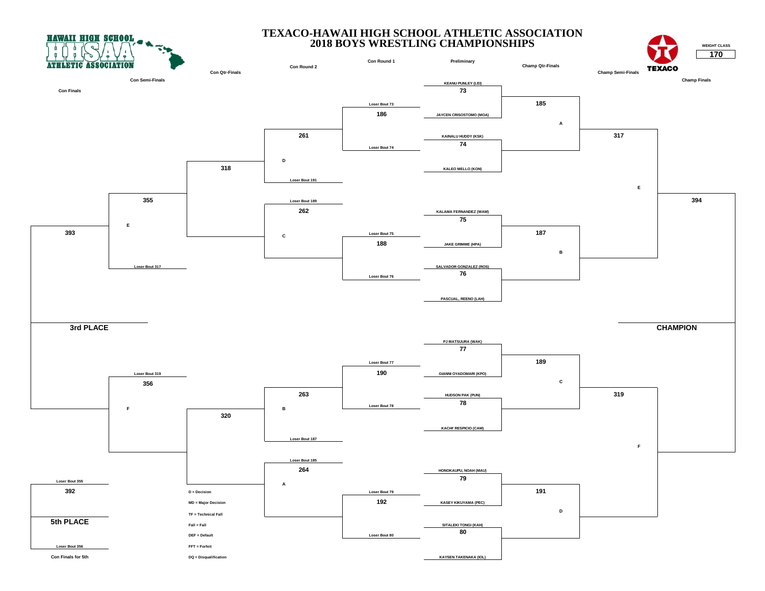# TEXACO-HAWAII HIGH SCHOOL ATHLETIC ASSOCIATION
# 2018 BOYS WRESTLING CHAMPIONSHIPS

HAWAII HIGH SCHOOL ATHLETIC ASSOCIATION

TEXACO

WEIGHT CLASS **170**

## Preliminary

| Bout | Wrestlers |
|---|---|
| 73 | KEANU PUNLEY (LEI) vs JAYCEN CRISOSTOMO (MOA) |
| 74 | KAINALU HUDDY (KSK) vs KALEO MELLO (KON) |
| 75 | KALAMA FERNANDEZ (WAM) vs JAKE GRIMME (HPA) |
| 76 | SALVADOR GONZALEZ (ROS) vs PASCUAL, REENO (LAH) |
| 77 | PJ MATSUURA (WAK) vs GIANNI OYADOMARI (KPO) |
| 78 | HUDSON PAK (PUN) vs KACHI' RESPICIO (CAM) |
| 79 | HONOKAUPU, NOAH (MAU) vs KASEY KIKUYAMA (PEC) |
| 80 | SITALEKI TONGI (KAH) vs KAYSEN TAKENAKA (IOL) |

## Champ Qtr-Finals

- 185 (A)
- 187 (B)
- 189 (C)
- 191 (D)

## Champ Semi-Finals

- 317 (E)
- 319 (F)

## Champ Finals

- 394 — CHAMPION

## Con Round 1

- 186: Loser Bout 73 vs Loser Bout 74
- 188: Loser Bout 75 vs Loser Bout 76
- 190: Loser Bout 77 vs Loser Bout 78
- 192: Loser Bout 79 vs Loser Bout 80

## Con Round 2

- 261: D vs Loser Bout 191
- 262: Loser Bout 189 vs C
- 263: B vs Loser Bout 187
- 264: Loser Bout 185 vs A

## Con Qtr-Finals

- 318
- 320

## Con Semi-Finals

- 355: E vs Loser Bout 317
- 356: Loser Bout 319 vs F

## Con Finals

- 393 — 3rd PLACE

## Con Finals for 5th

- 392: Loser Bout 355 vs Loser Bout 356 — 5th PLACE

D = Decision
MD = Major Decision
TF = Technical Fall
Fall = Fall
DEF = Default
FFT = Forfeit
DQ = Disqualification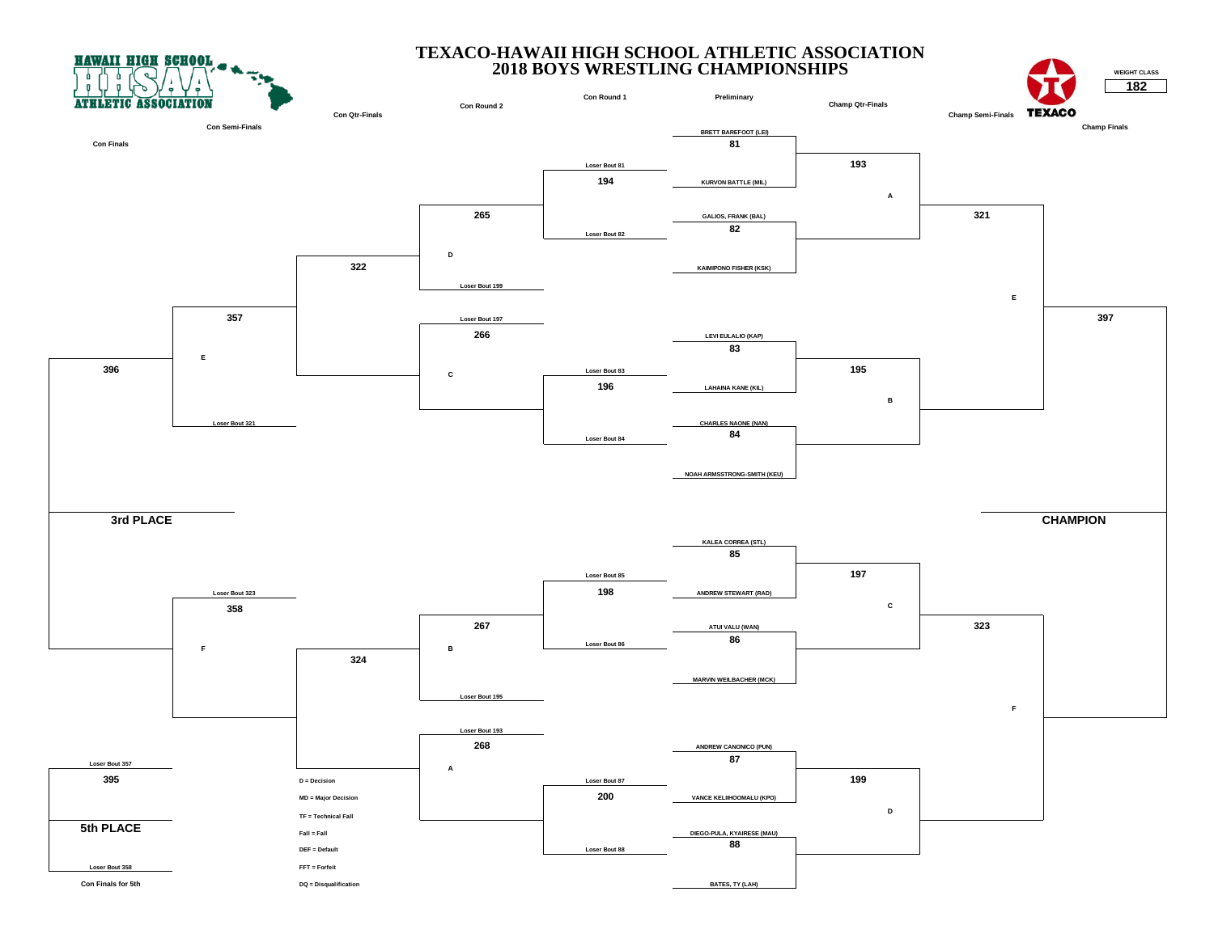# TEXACO-HAWAII HIGH SCHOOL ATHLETIC ASSOCIATION
## 2018 BOYS WRESTLING CHAMPIONSHIPS

HAWAII HIGH SCHOOL ATHLETIC ASSOCIATION

TEXACO

**WEIGHT CLASS: 182**

### Preliminary

| Bout | Wrestler 1 | Wrestler 2 |
|---|---|---|
| 81 | BRETT BAREFOOT (LEI) | KURVON BATTLE (MIL) |
| 82 | GALIOS, FRANK (BAL) | KAIMIPONO FISHER (KSK) |
| 83 | LEVI EULALIO (KAP) | LAHAINA KANE (KIL) |
| 84 | CHARLES NAONE (NAN) | NOAH ARMSTRONG-SMITH (KEU) |
| 85 | KALEA CORREA (STL) | ANDREW STEWART (RAD) |
| 86 | ATUI VALU (WAN) | MARVIN WEILBACHER (MCK) |
| 87 | ANDREW CANONICO (PUN) | VANCE KELIIHOOMALU (KPO) |
| 88 | DIEGO-PULA, KYAIRESE (MAU) | BATES, TY (LAH) |

### Champ Qtr-Finals

| Bout | From | Loser to |
|---|---|---|
| 193 | Winners 81, 82 | A |
| 195 | Winners 83, 84 | B |
| 197 | Winners 85, 86 | C |
| 199 | Winners 87, 88 | D |

### Champ Semi-Finals

| Bout | From | Loser to |
|---|---|---|
| 321 | Winners 193, 195 | E |
| 323 | Winners 197, 199 | F |

### Champ Finals

| Bout | From |
|---|---|
| 397 | Winners 321, 323 → CHAMPION |

### Con Round 1

| Bout | From |
|---|---|
| 194 | Loser Bout 81, Loser Bout 82 |
| 196 | Loser Bout 83, Loser Bout 84 |
| 198 | Loser Bout 85, Loser Bout 86 |
| 200 | Loser Bout 87, Loser Bout 88 |

### Con Round 2

| Bout | From |
|---|---|
| 265 | Winner 194, Loser Bout 199 (D) |
| 266 | Loser Bout 197 (C), Winner 196 |
| 267 | Winner 198, Loser Bout 195 (B) |
| 268 | Loser Bout 193 (A), Winner 200 |

### Con Qtr-Finals

| Bout | From |
|---|---|
| 322 | Winners 265, 266 |
| 324 | Winners 267, 268 |

### Con Semi-Finals

| Bout | From |
|---|---|
| 357 | Winner 322, Loser Bout 321 (E) |
| 358 | Loser Bout 323 (F), Winner 324 |

### Con Finals

| Bout | From |
|---|---|
| 396 | Winners 357, 358 → 3rd PLACE |

### Con Finals for 5th

| Bout | From |
|---|---|
| 395 | Loser Bout 357, Loser Bout 358 → 5th PLACE |

D = Decision
MD = Major Decision
TF = Technical Fall
Fall = Fall
DEF = Default
FFT = Forfeit
DQ = Disqualification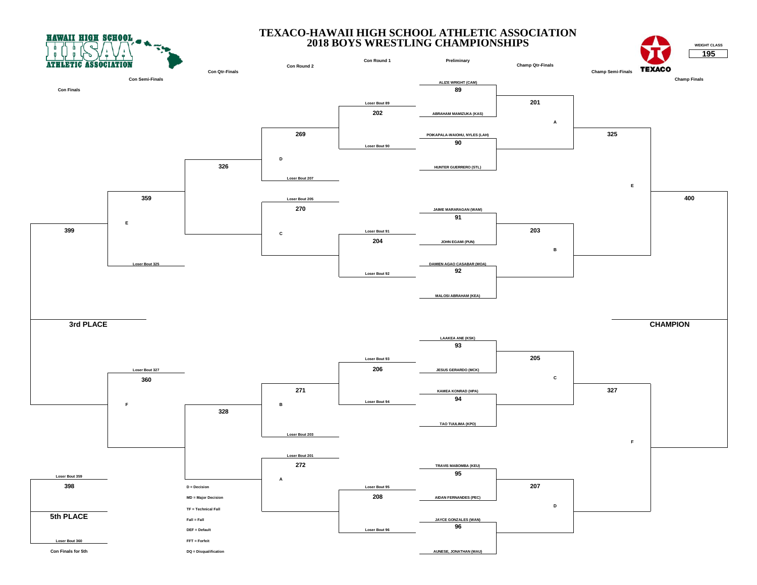# TEXACO-HAWAII HIGH SCHOOL ATHLETIC ASSOCIATION
## 2018 BOYS WRESTLING CHAMPIONSHIPS

HAWAII HIGH SCHOOL ATHLETIC ASSOCIATION

TEXACO

WEIGHT CLASS **195**

Con Finals | Con Semi-Finals | Con Qtr-Finals | Con Round 2 | Con Round 1 | Preliminary | Champ Qtr-Finals | Champ Semi-Finals | Champ Finals

### Preliminary

| Bout | Wrestlers |
|---|---|
| 89 | ALIZE WRIGHT (CAM) vs. ABRAHAM MAMIZUKA (KAS) |
| 90 | POIKAPALA-WAIOHU, NYLES (LAH) vs. HUNTER GUERRERO (STL) |
| 91 | JAIME MARARAGAN (WAM) vs. JOHN EGAMI (PUN) |
| 92 | DAMIEN AGAO CASABAR (MOA) vs. MALOSI ABRAHAM (KEA) |
| 93 | LAAKEA ANE (KSK) vs. JESUS GERARDO (MCK) |
| 94 | KAMEA KONRAD (HPA) vs. TAO TUULIMA (KPO) |
| 95 | TRAVIS MABOMBA (KEU) vs. AIDAN FERNANDES (PEC) |
| 96 | JAYCE GONZALES (WAN) vs. AUNESE, JONATHAN (MAU) |

### Championship Bracket

- Champ Qtr-Finals: 201 (A), 203 (B), 205 (C), 207 (D)
- Champ Semi-Finals: 325 (E), 327 (F)
- Champ Finals: 400
- CHAMPION

### Consolation Bracket

- Con Round 1: 202 (Loser Bout 89 vs. Loser Bout 90), 204 (Loser Bout 91 vs. Loser Bout 92), 206 (Loser Bout 93 vs. Loser Bout 94), 208 (Loser Bout 95 vs. Loser Bout 96)
- Con Round 2: 269 (D, Loser Bout 207), 270 (Loser Bout 205, C), 271 (B, Loser Bout 203), 272 (Loser Bout 201, A)
- Con Qtr-Finals: 326, 328
- Con Semi-Finals: 359 (E, Loser Bout 325), 360 (Loser Bout 327, F)
- Con Finals: 399
- 3rd PLACE

### Con Finals for 5th

- 398: Loser Bout 359 vs. Loser Bout 360
- 5th PLACE

D = Decision
MD = Major Decision
TF = Technical Fall
Fall = Fall
DEF = Default
FFT = Forfeit
DQ = Disqualification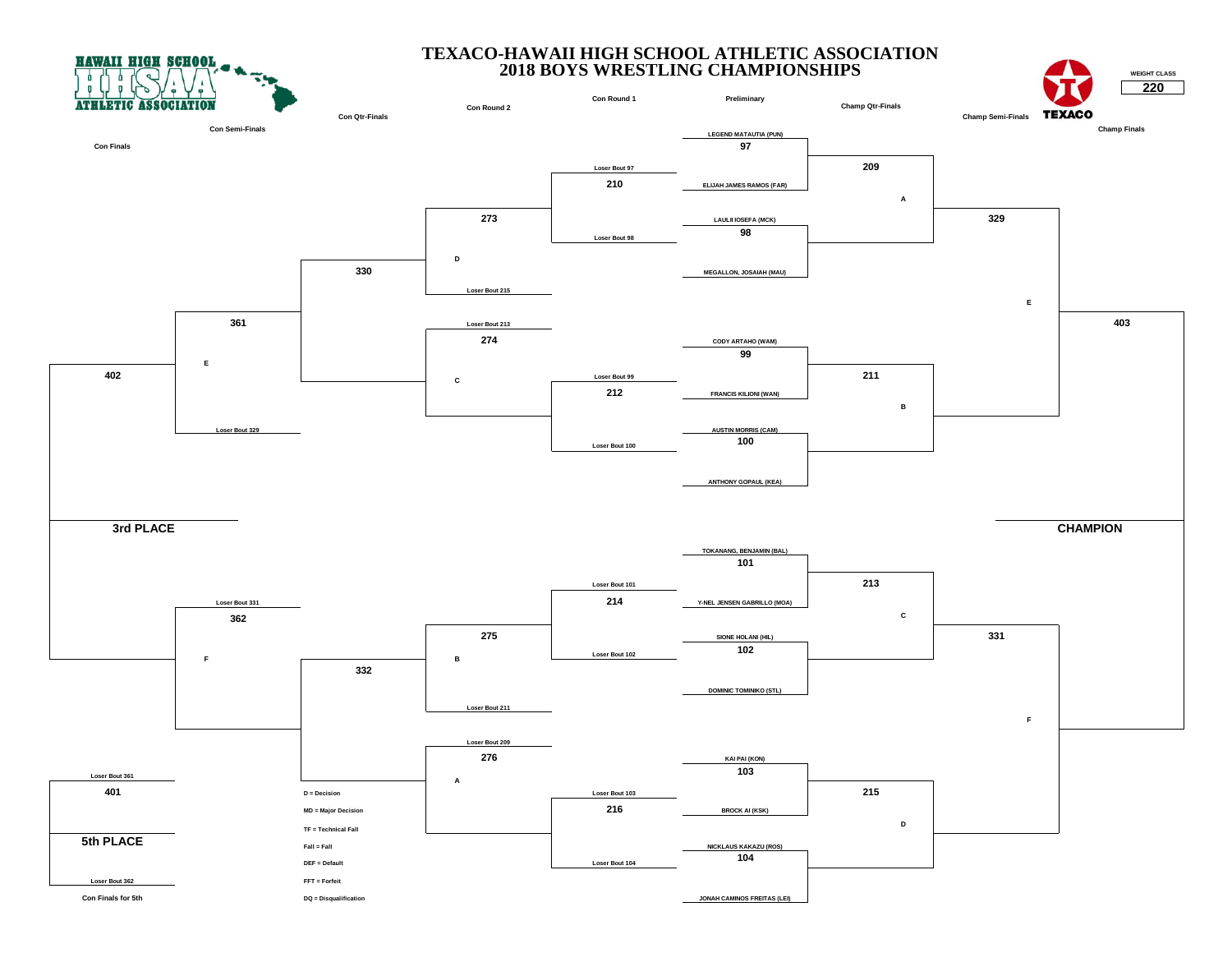# TEXACO-HAWAII HIGH SCHOOL ATHLETIC ASSOCIATION
## 2018 BOYS WRESTLING CHAMPIONSHIPS

HAWAII HIGH SCHOOL ATHLETIC ASSOCIATION

**WEIGHT CLASS**
**220**

### Preliminary

| Bout | Wrestler 1 | Wrestler 2 |
| --- | --- | --- |
| 97 | LEGEND MATAUTIA (PUN) | ELIJAH JAMES RAMOS (FAR) |
| 98 | LAULII IOSEFA (MCK) | MEGALLON, JOSAIAH (MAU) |
| 99 | CODY ARTAHO (WAM) | FRANCIS KILIONI (WAN) |
| 100 | AUSTIN MORRIS (CAM) | ANTHONY GOPAUL (KEA) |
| 101 | TOKANANG, BENJAMIN (BAL) | Y-NEL JENSEN GABRILLO (MOA) |
| 102 | SIONE HOLANI (HIL) | DOMINIC TOMINIKO (STL) |
| 103 | KAI PAI (KON) | BROCK AI (KSK) |
| 104 | NICKLAUS KAKAZU (ROS) | JONAH CAMINOS FREITAS (LEI) |

### Champ Qtr-Finals

| Bout | From | Loser to |
| --- | --- | --- |
| 209 | Winners of 97 / 98 | A |
| 211 | Winners of 99 / 100 | B |
| 213 | Winners of 101 / 102 | C |
| 215 | Winners of 103 / 104 | D |

### Champ Semi-Finals

| Bout | From | Loser to |
| --- | --- | --- |
| 329 | Winners of 209 / 211 | E |
| 331 | Winners of 213 / 215 | F |

### Champ Finals

| Bout | From |
| --- | --- |
| 403 | Winners of 329 / 331 |

**CHAMPION**

### Con Round 1

| Bout | Wrestler 1 | Wrestler 2 |
| --- | --- | --- |
| 210 | Loser Bout 97 | Loser Bout 98 |
| 212 | Loser Bout 99 | Loser Bout 100 |
| 214 | Loser Bout 101 | Loser Bout 102 |
| 216 | Loser Bout 103 | Loser Bout 104 |

### Con Round 2

| Bout | Wrestler 1 | Wrestler 2 |
| --- | --- | --- |
| 273 | Winner 210 | D (Loser Bout 215) |
| 274 | Loser Bout 213 (C) | Winner 212 |
| 275 | Winner 214 | B (Loser Bout 211) |
| 276 | Loser Bout 209 (A) | Winner 216 |

### Con Qtr-Finals

| Bout | From |
| --- | --- |
| 330 | Winners of 273 / 274 |
| 332 | Winners of 275 / 276 |

### Con Semi-Finals

| Bout | Wrestler 1 | Wrestler 2 |
| --- | --- | --- |
| 361 | Winner 330 | E (Loser Bout 329) |
| 362 | Loser Bout 331 (F) | Winner 332 |

### Con Finals

| Bout | From |
| --- | --- |
| 402 | Winners of 361 / 362 |

**3rd PLACE**

### Con Finals for 5th

| Bout | Wrestler 1 | Wrestler 2 |
| --- | --- | --- |
| 401 | Loser Bout 361 | Loser Bout 362 |

**5th PLACE**

D = Decision
MD = Major Decision
TF = Technical Fall
Fall = Fall
DEF = Default
FFT = Forfeit
DQ = Disqualification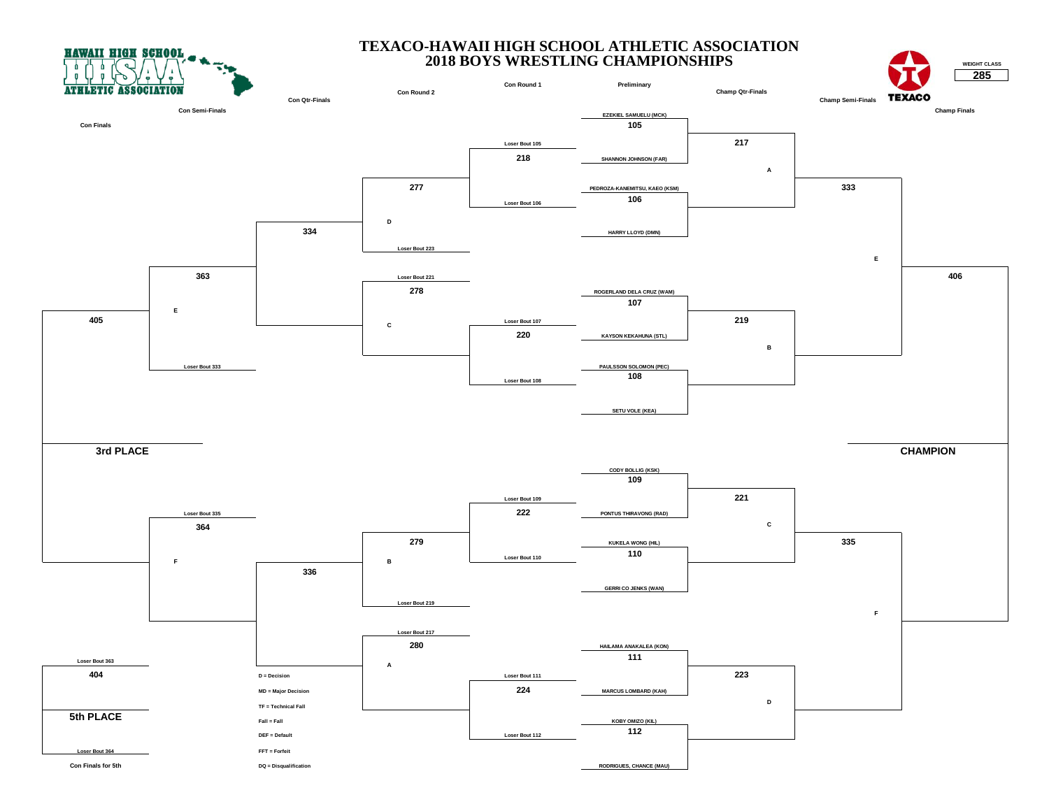# TEXACO-HAWAII HIGH SCHOOL ATHLETIC ASSOCIATION
## 2018 BOYS WRESTLING CHAMPIONSHIPS

WEIGHT CLASS

**285**

Con Finals | Con Semi-Finals | Con Qtr-Finals | Con Round 2 | Con Round 1 | Preliminary | Champ Qtr-Finals | Champ Semi-Finals | Champ Finals

### Preliminary

- 105: EZEKIEL SAMUELU (MCK) vs. SHANNON JOHNSON (FAR)
- 106: PEDROZA-KANEMITSU, KAEO (KSM) vs. HARRY LLOYD (DMN)
- 107: ROGERLAND DELA CRUZ (WAM) vs. KAYSON KEKAHUNA (STL)
- 108: PAULSSON SOLOMON (PEC) vs. SETU VOLE (KEA)
- 109: CODY BOLLIG (KSK) vs. PONTUS THIRAVONG (RAD)
- 110: KUKELA WONG (HIL) vs. GERRI CO JENKS (WAN)
- 111: HAILAMA ANAKALEA (KON) vs. MARCUS LOMBARD (KAH)
- 112: KOBY OMIZO (KIL) vs. RODRIGUES, CHANCE (MAU)

### Champ Qtr-Finals

- 217 (A)
- 219 (B)
- 221 (C)
- 223 (D)

### Champ Semi-Finals

- 333 (E)
- 335 (F)

### Champ Finals

- 406

**CHAMPION**

### Con Round 1

- 218: Loser Bout 105 vs. Loser Bout 106
- 220: Loser Bout 107 vs. Loser Bout 108
- 222: Loser Bout 109 vs. Loser Bout 110
- 224: Loser Bout 111 vs. Loser Bout 112

### Con Round 2

- 277: D vs. Loser Bout 223
- 278: Loser Bout 221 vs. C
- 279: B vs. Loser Bout 219
- 280: Loser Bout 217 vs. A

### Con Qtr-Finals

- 334
- 336

### Con Semi-Finals

- 363: E vs. Loser Bout 333
- 364: Loser Bout 335 vs. F

### Con Finals

- 405

**3rd PLACE**

### Con Finals for 5th

- 404: Loser Bout 363 vs. Loser Bout 364

**5th PLACE**

D = Decision
MD = Major Decision
TF = Technical Fall
Fall = Fall
DEF = Default
FFT = Forfeit
DQ = Disqualification